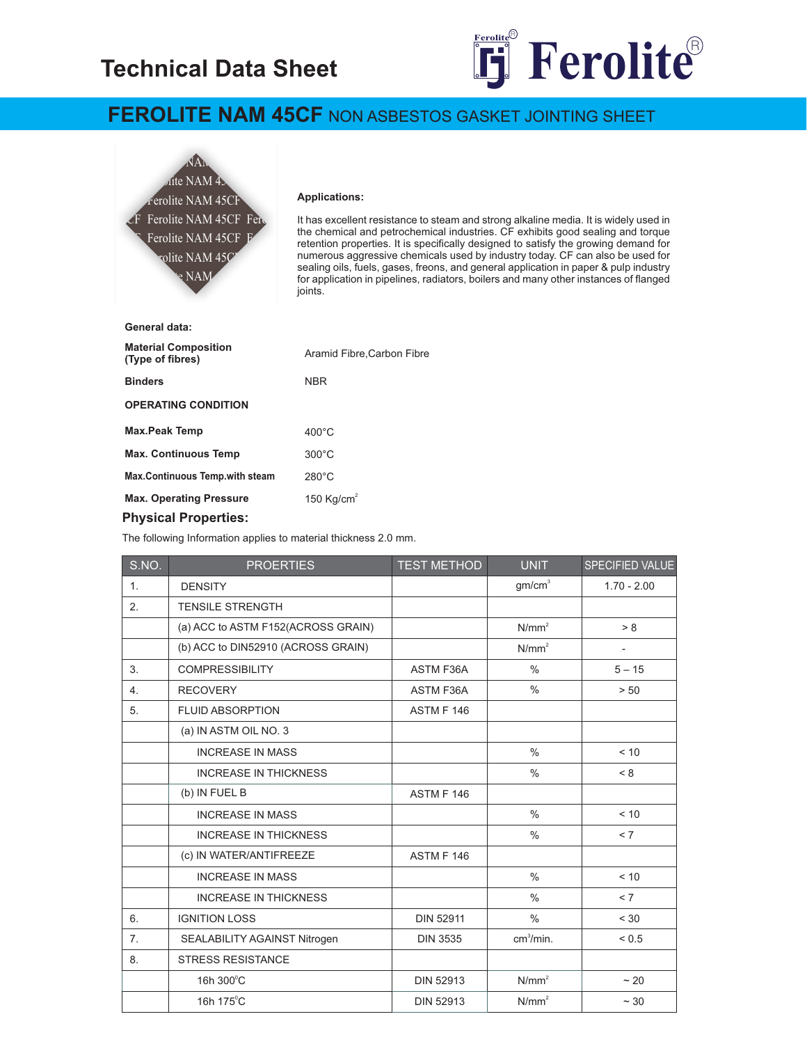# Technical Data Sheet

Ferolite

## FEROLITE NAM 45CF NON ASBESTOS GASKET JOINTING SHEET

**Applications:**

It has excellent resistance to steam and strong alkaline media. It is widely used in the chemical and petrochemical industries. CF exhibits good sealing and torque retention properties. It is specifically designed to satisfy the growing demand for numerous aggressive chemicals used by industry today. CF can also be used for sealing oils, fuels, gases, freons, and general application in paper & pulp industry for application in pipelines, radiators, boilers and many other instances of flanged joints.

**General data:**

| | |
|---|---|
| **Material Composition (Type of fibres)** | Aramid Fibre,Carbon Fibre |
| **Binders** | NBR |

**OPERATING CONDITION**

| | |
|---|---|
| **Max.Peak Temp** | 400°C |
| **Max. Continuous Temp** | 300°C |
| **Max.Continuous Temp.with steam** | 280°C |
| **Max. Operating Pressure** | 150 Kg/cm$^2$ |

## Physical Properties:

The following Information applies to material thickness 2.0 mm.

| S.NO. | PROERTIES | TEST METHOD | UNIT | SPECIFIED VALUE |
|---|---|---|---|---|
| 1. | DENSITY | | gm/cm$^3$ | 1.70 - 2.00 |
| 2. | TENSILE STRENGTH | | | |
| | (a) ACC to ASTM F152(ACROSS GRAIN) | | N/mm$^2$ | > 8 |
| | (b) ACC to DIN52910 (ACROSS GRAIN) | | N/mm$^2$ | - |
| 3. | COMPRESSIBILITY | ASTM F36A | % | 5 – 15 |
| 4. | RECOVERY | ASTM F36A | % | > 50 |
| 5. | FLUID ABSORPTION | ASTM F 146 | | |
| | (a) IN ASTM OIL NO. 3 | | | |
| | INCREASE IN MASS | | % | < 10 |
| | INCREASE IN THICKNESS | | % | < 8 |
| | (b) IN FUEL B | ASTM F 146 | | |
| | INCREASE IN MASS | | % | < 10 |
| | INCREASE IN THICKNESS | | % | < 7 |
| | (c) IN WATER/ANTIFREEZE | ASTM F 146 | | |
| | INCREASE IN MASS | | % | < 10 |
| | INCREASE IN THICKNESS | | % | < 7 |
| 6. | IGNITION LOSS | DIN 52911 | % | < 30 |
| 7. | SEALABILITY AGAINST Nitrogen | DIN 3535 | cm$^3$/min. | < 0.5 |
| 8. | STRESS RESISTANCE | | | |
| | 16h 300°C | DIN 52913 | N/mm$^2$ | ~ 20 |
| | 16h 175°C | DIN 52913 | N/mm$^2$ | ~ 30 |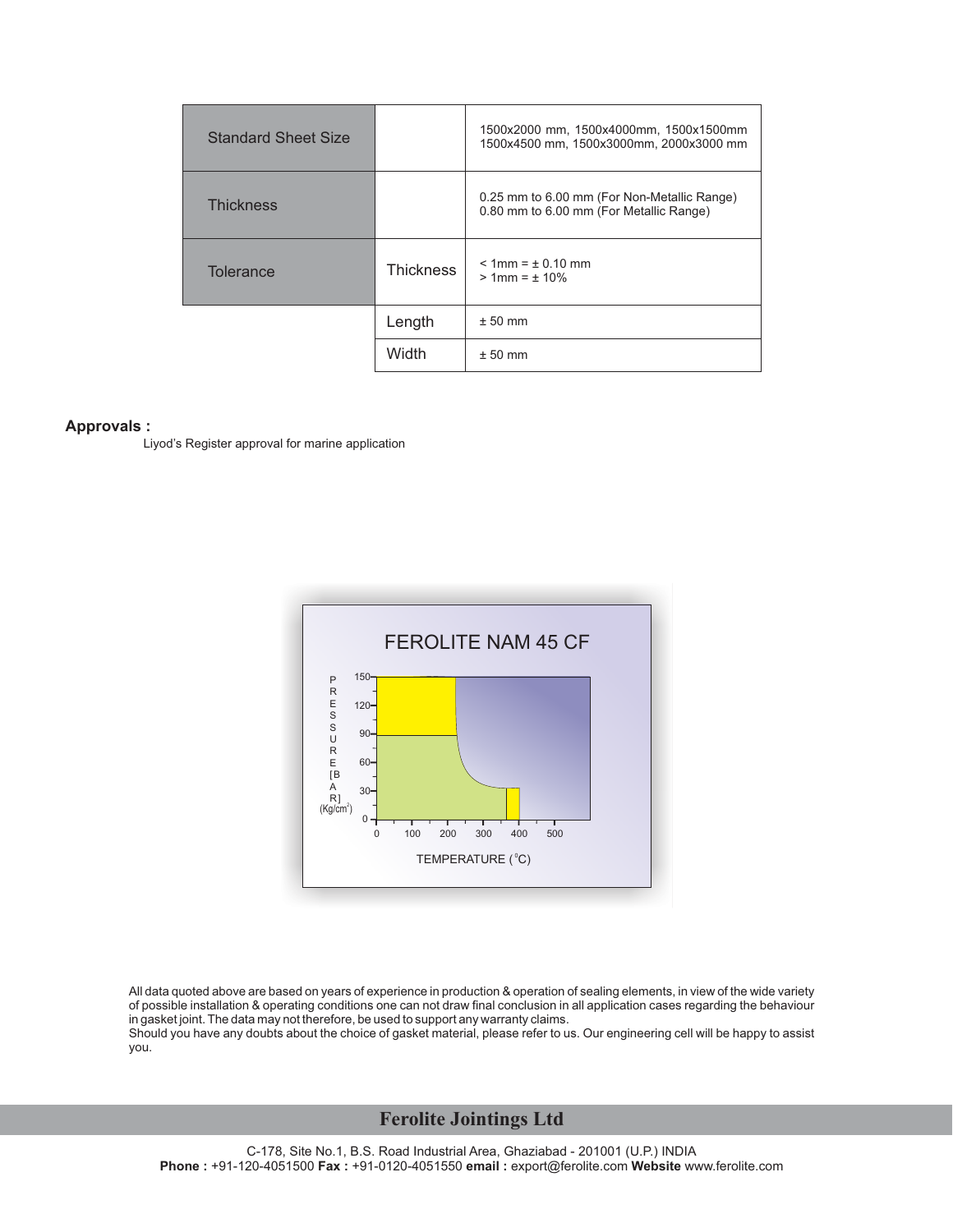| | | |
|---|---|---|
| Standard Sheet Size | | 1500x2000 mm, 1500x4000mm, 1500x1500mm 1500x4500 mm, 1500x3000mm, 2000x3000 mm |
| Thickness | | 0.25 mm to 6.00 mm (For Non-Metallic Range) 0.80 mm to 6.00 mm (For Metallic Range) |
| Tolerance | Thickness | < 1mm = ± 0.10 mm > 1mm = ± 10% |
| | Length | ± 50 mm |
| | Width | ± 50 mm |

**Approvals :**

Liyod's Register approval for marine application

FEROLITE NAM 45 CF

PRESSURE [BAR] (Kg/cm$^2$)

150
120
90
60
30
0

0 100 200 300 400 500

TEMPERATURE ($^0$C)

All data quoted above are based on years of experience in production & operation of sealing elements, in view of the wide variety of possible installation & operating conditions one can not draw final conclusion in all application cases regarding the behaviour in gasket joint. The data may not therefore, be used to support any warranty claims.
Should you have any doubts about the choice of gasket material, please refer to us. Our engineering cell will be happy to assist you.

**Ferolite Jointings Ltd**

C-178, Site No.1, B.S. Road Industrial Area, Ghaziabad - 201001 (U.P.) INDIA
**Phone :** +91-120-4051500 **Fax :** +91-0120-4051550 **email :** export@ferolite.com **Website** www.ferolite.com